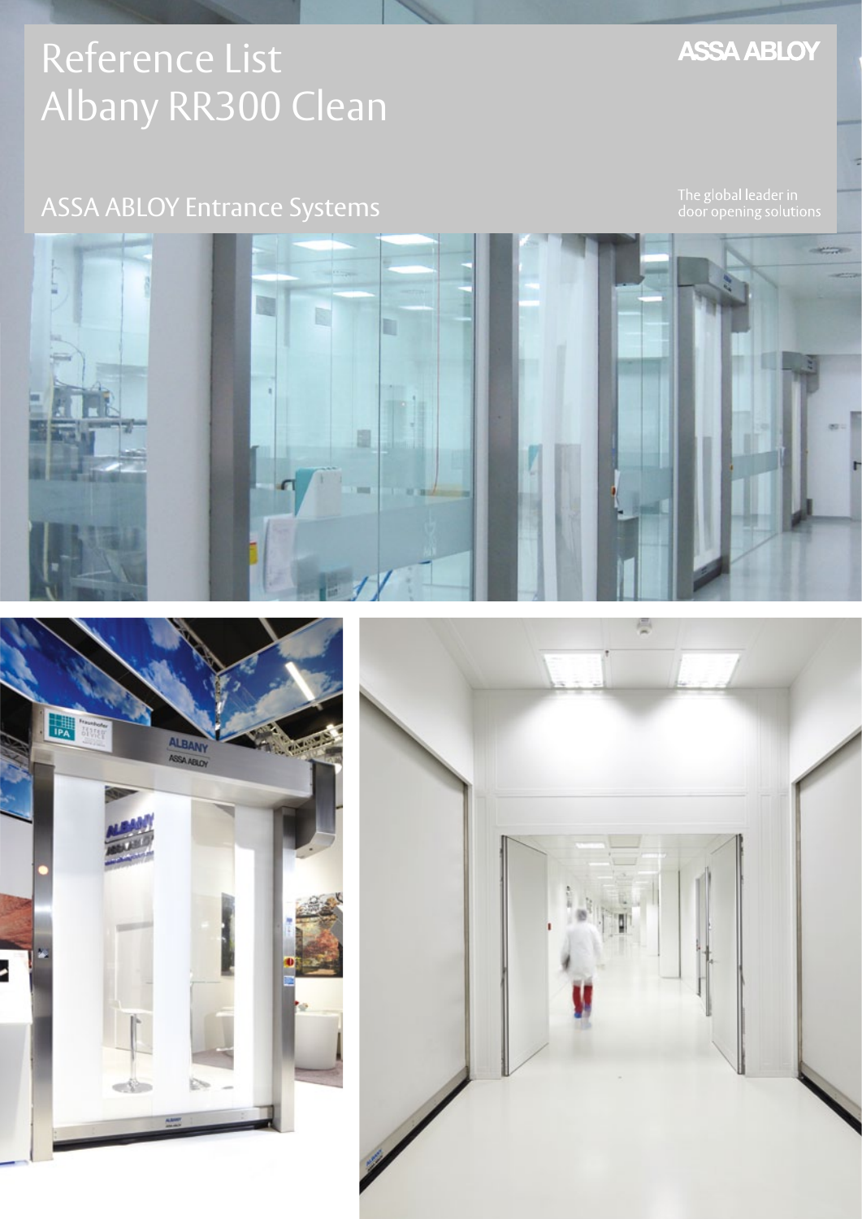# Reference List
# Albany RR300 Clean

ASSA ABLOY

## ASSA ABLOY Entrance Systems

The global leader in door opening solutions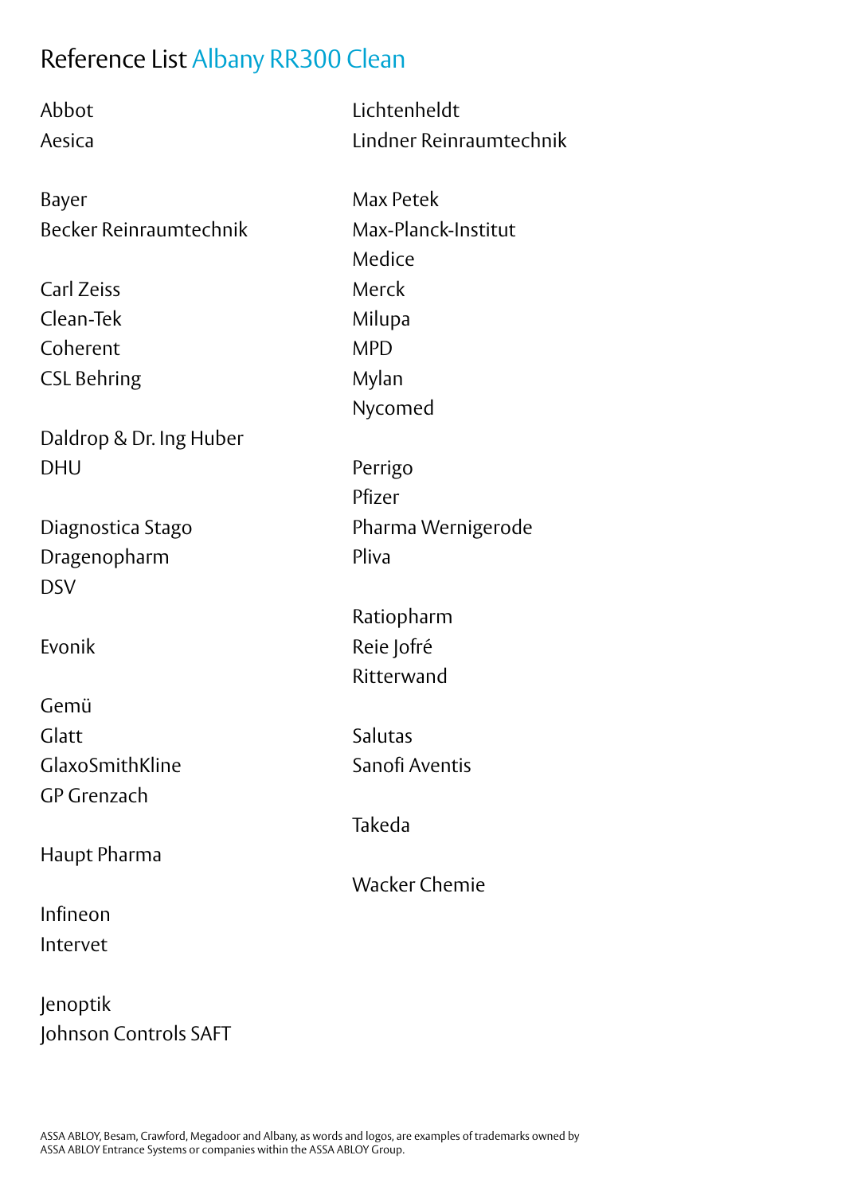# Reference List Albany RR300 Clean

Abbot
Aesica

Bayer
Becker Reinraumtechnik

Carl Zeiss
Clean-Tek
Coherent
CSL Behring

Daldrop & Dr. Ing Huber
DHU

Diagnostica Stago
Dragenopharm
DSV

Evonik

Gemü
Glatt
GlaxoSmithKline
GP Grenzach

Haupt Pharma

Infineon
Intervet

Jenoptik
Johnson Controls SAFT

Lichtenheldt
Lindner Reinraumtechnik

Max Petek
Max-Planck-Institut
Medice
Merck
Milupa
MPD
Mylan
Nycomed

Perrigo
Pfizer
Pharma Wernigerode
Pliva

Ratiopharm
Reie Jofré
Ritterwand

Salutas
Sanofi Aventis

Takeda

Wacker Chemie

ASSA ABLOY, Besam, Crawford, Megadoor and Albany, as words and logos, are examples of trademarks owned by ASSA ABLOY Entrance Systems or companies within the ASSA ABLOY Group.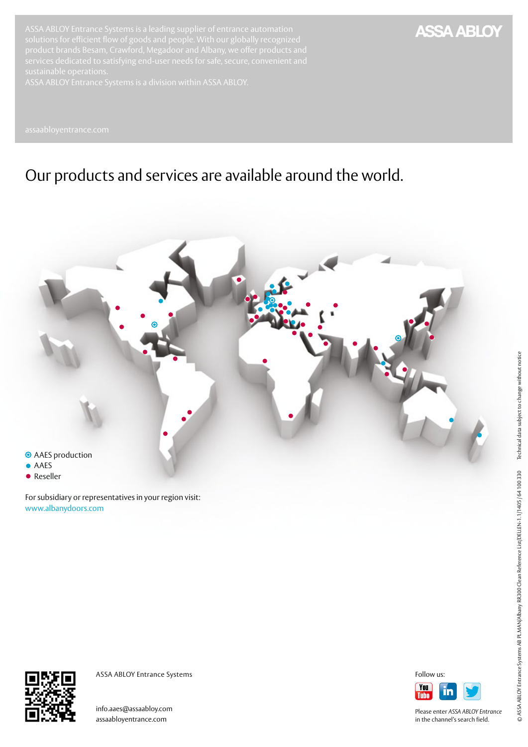ASSA ABLOY Entrance Systems is a leading supplier of entrance automation solutions for efficient flow of goods and people. With our globally recognized product brands Besam, Crawford, Megadoor and Albany, we offer products and services dedicated to satisfying end-user needs for safe, secure, convenient and sustainable operations.
ASSA ABLOY Entrance Systems is a division within ASSA ABLOY.

assaabloyentrance.com

ASSA ABLOY

## Our products and services are available around the world.

AAES production
AAES
Reseller

For subsidiary or representatives in your region visit:
www.albanydoors.com

ASSA ABLOY Entrance Systems

info.aaes@assaabloy.com
assaabloyentrance.com

Follow us:

Please enter *ASSA ABLOY Entrance* in the channel's search field.

© ASSA ABLOY Entrance Systems AB PL.MAN/Albany RR300 Clean Reference List/DEU.EN-1.1/1405/64 100 330 Technical data subject to change without notice